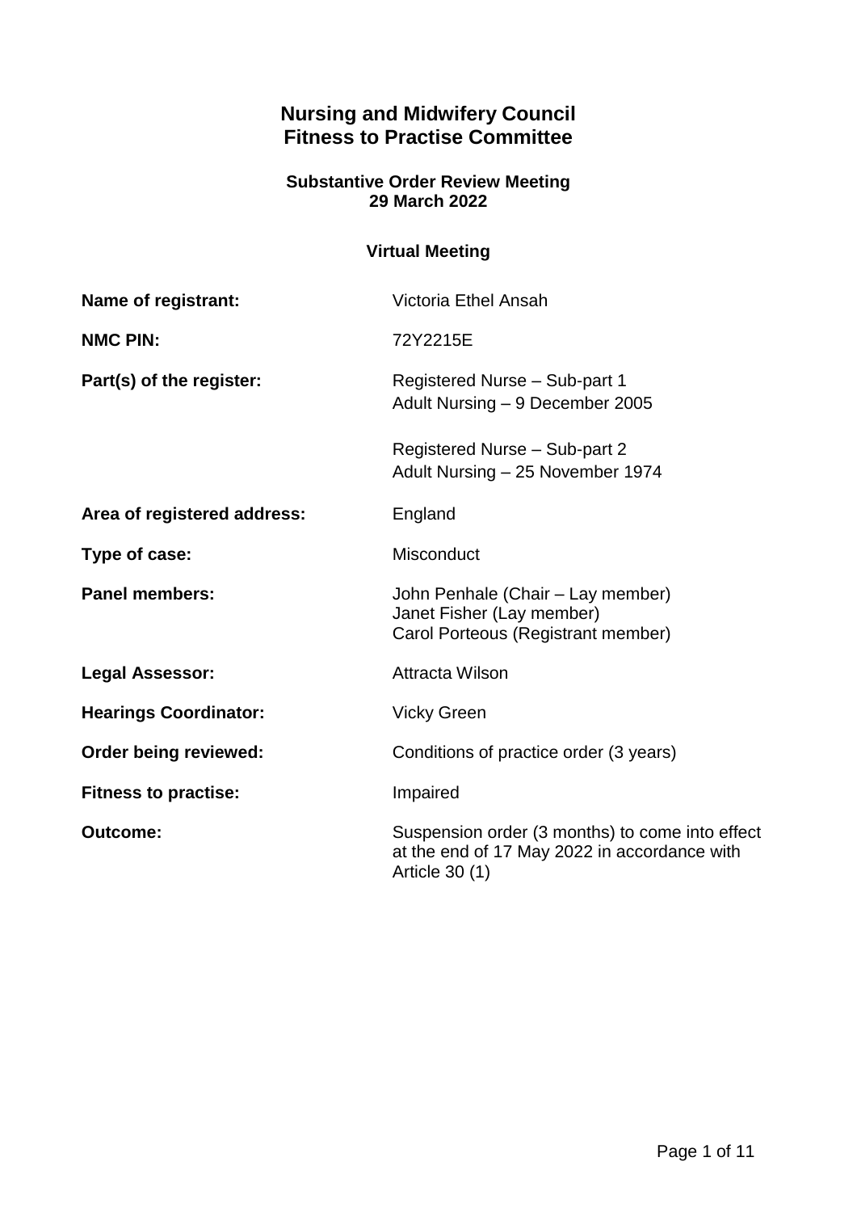# Nursing and Midwifery Council
# Fitness to Practise Committee

### Substantive Order Review Meeting
### 29 March 2022

### Virtual Meeting

| | |
|---|---|
| **Name of registrant:** | Victoria Ethel Ansah |
| **NMC PIN:** | 72Y2215E |
| **Part(s) of the register:** | Registered Nurse – Sub-part 1<br>Adult Nursing – 9 December 2005<br><br>Registered Nurse – Sub-part 2<br>Adult Nursing – 25 November 1974 |
| **Area of registered address:** | England |
| **Type of case:** | Misconduct |
| **Panel members:** | John Penhale (Chair – Lay member)<br>Janet Fisher (Lay member)<br>Carol Porteous (Registrant member) |
| **Legal Assessor:** | Attracta Wilson |
| **Hearings Coordinator:** | Vicky Green |
| **Order being reviewed:** | Conditions of practice order (3 years) |
| **Fitness to practise:** | Impaired |
| **Outcome:** | Suspension order (3 months) to come into effect at the end of 17 May 2022 in accordance with Article 30 (1) |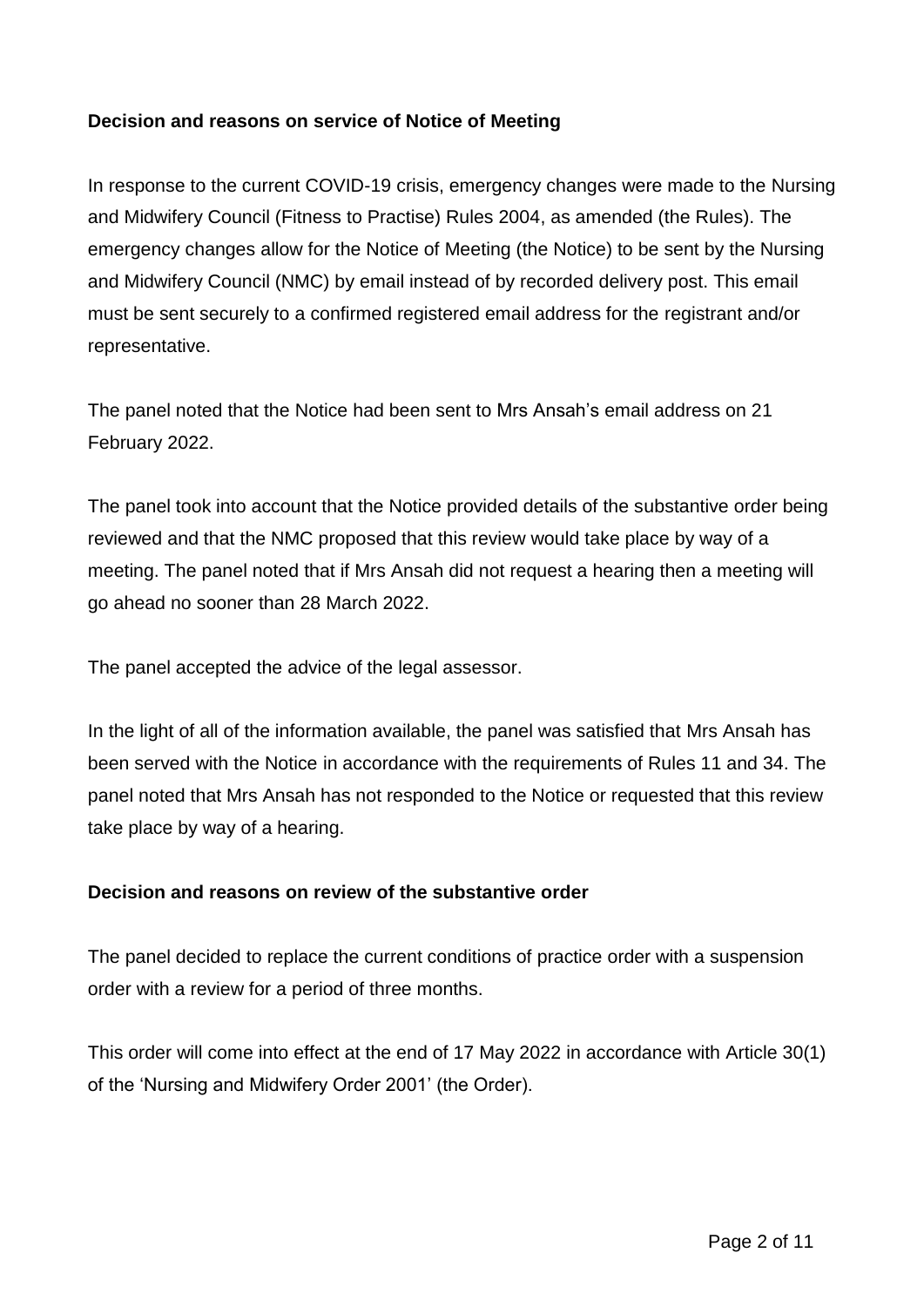**Decision and reasons on service of Notice of Meeting**

In response to the current COVID-19 crisis, emergency changes were made to the Nursing and Midwifery Council (Fitness to Practise) Rules 2004, as amended (the Rules). The emergency changes allow for the Notice of Meeting (the Notice) to be sent by the Nursing and Midwifery Council (NMC) by email instead of by recorded delivery post. This email must be sent securely to a confirmed registered email address for the registrant and/or representative.

The panel noted that the Notice had been sent to Mrs Ansah's email address on 21 February 2022.

The panel took into account that the Notice provided details of the substantive order being reviewed and that the NMC proposed that this review would take place by way of a meeting. The panel noted that if Mrs Ansah did not request a hearing then a meeting will go ahead no sooner than 28 March 2022.

The panel accepted the advice of the legal assessor.

In the light of all of the information available, the panel was satisfied that Mrs Ansah has been served with the Notice in accordance with the requirements of Rules 11 and 34. The panel noted that Mrs Ansah has not responded to the Notice or requested that this review take place by way of a hearing.

**Decision and reasons on review of the substantive order**

The panel decided to replace the current conditions of practice order with a suspension order with a review for a period of three months.

This order will come into effect at the end of 17 May 2022 in accordance with Article 30(1) of the 'Nursing and Midwifery Order 2001' (the Order).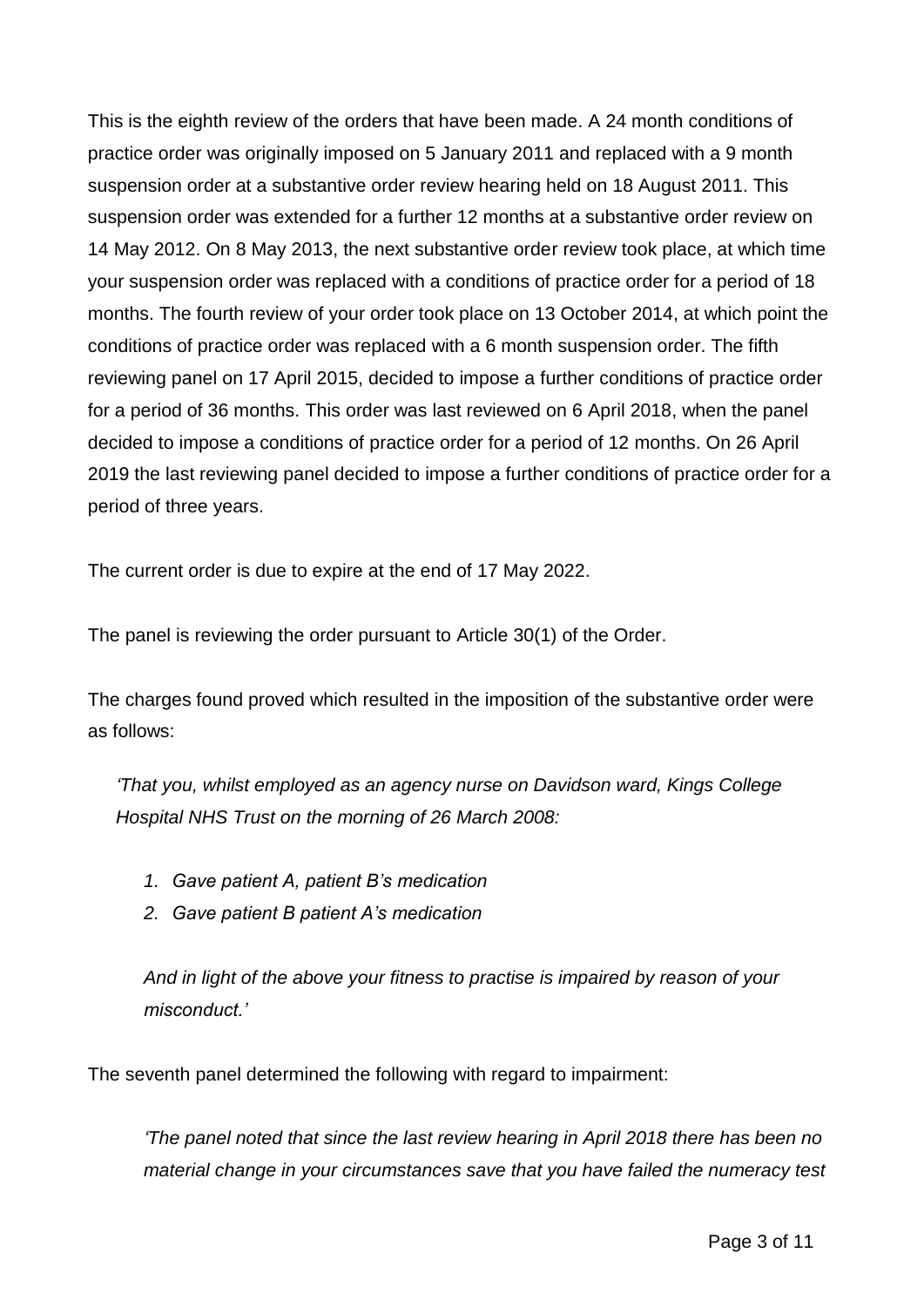This is the eighth review of the orders that have been made. A 24 month conditions of practice order was originally imposed on 5 January 2011 and replaced with a 9 month suspension order at a substantive order review hearing held on 18 August 2011. This suspension order was extended for a further 12 months at a substantive order review on 14 May 2012. On 8 May 2013, the next substantive order review took place, at which time your suspension order was replaced with a conditions of practice order for a period of 18 months. The fourth review of your order took place on 13 October 2014, at which point the conditions of practice order was replaced with a 6 month suspension order. The fifth reviewing panel on 17 April 2015, decided to impose a further conditions of practice order for a period of 36 months. This order was last reviewed on 6 April 2018, when the panel decided to impose a conditions of practice order for a period of 12 months. On 26 April 2019 the last reviewing panel decided to impose a further conditions of practice order for a period of three years.

The current order is due to expire at the end of 17 May 2022.

The panel is reviewing the order pursuant to Article 30(1) of the Order.

The charges found proved which resulted in the imposition of the substantive order were as follows:

> *'That you, whilst employed as an agency nurse on Davidson ward, Kings College Hospital NHS Trust on the morning of 26 March 2008:*
>
> 1. *Gave patient A, patient B's medication*
> 2. *Gave patient B patient A's medication*
>
> *And in light of the above your fitness to practise is impaired by reason of your misconduct.'*

The seventh panel determined the following with regard to impairment:

> *'The panel noted that since the last review hearing in April 2018 there has been no material change in your circumstances save that you have failed the numeracy test*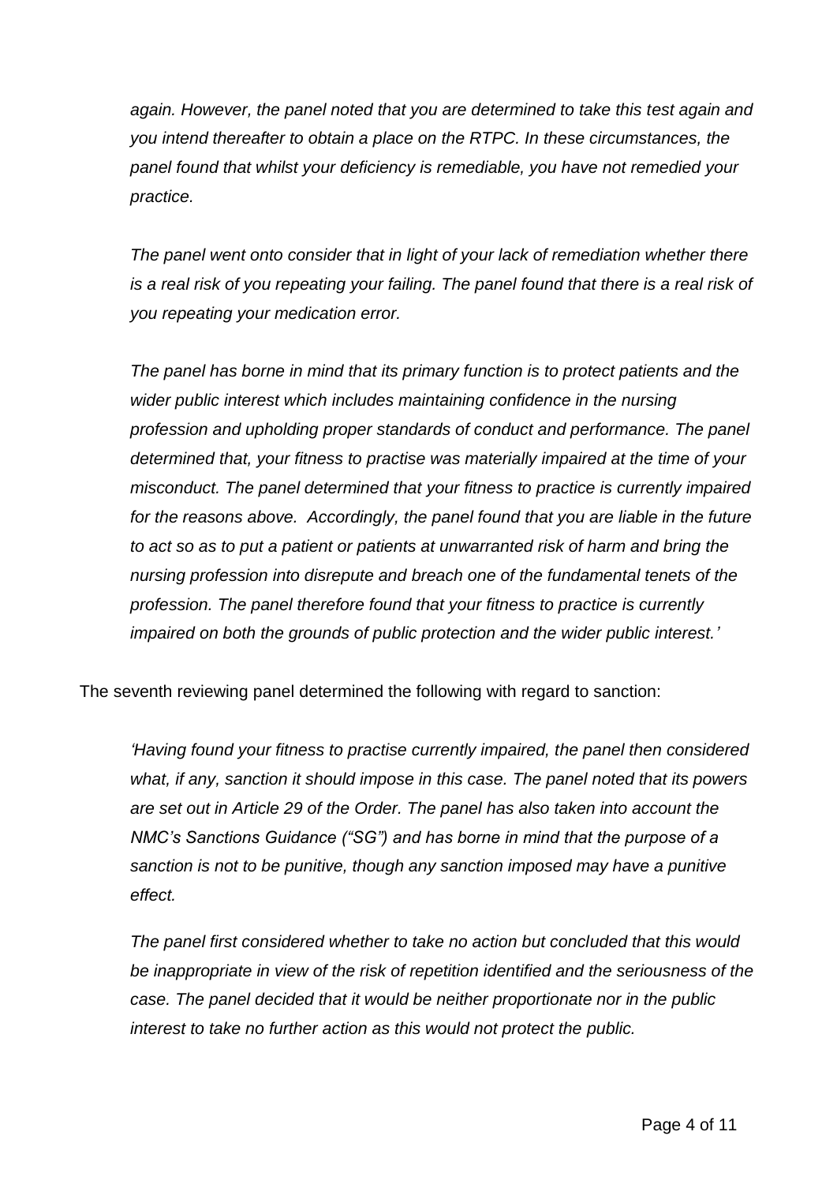*again. However, the panel noted that you are determined to take this test again and you intend thereafter to obtain a place on the RTPC. In these circumstances, the panel found that whilst your deficiency is remediable, you have not remedied your practice.*

*The panel went onto consider that in light of your lack of remediation whether there is a real risk of you repeating your failing. The panel found that there is a real risk of you repeating your medication error.*

*The panel has borne in mind that its primary function is to protect patients and the wider public interest which includes maintaining confidence in the nursing profession and upholding proper standards of conduct and performance. The panel determined that, your fitness to practise was materially impaired at the time of your misconduct. The panel determined that your fitness to practice is currently impaired for the reasons above. Accordingly, the panel found that you are liable in the future to act so as to put a patient or patients at unwarranted risk of harm and bring the nursing profession into disrepute and breach one of the fundamental tenets of the profession. The panel therefore found that your fitness to practice is currently impaired on both the grounds of public protection and the wider public interest.'*

The seventh reviewing panel determined the following with regard to sanction:

*'Having found your fitness to practise currently impaired, the panel then considered what, if any, sanction it should impose in this case. The panel noted that its powers are set out in Article 29 of the Order. The panel has also taken into account the NMC's Sanctions Guidance ("SG") and has borne in mind that the purpose of a sanction is not to be punitive, though any sanction imposed may have a punitive effect.*

*The panel first considered whether to take no action but concluded that this would be inappropriate in view of the risk of repetition identified and the seriousness of the case. The panel decided that it would be neither proportionate nor in the public interest to take no further action as this would not protect the public.*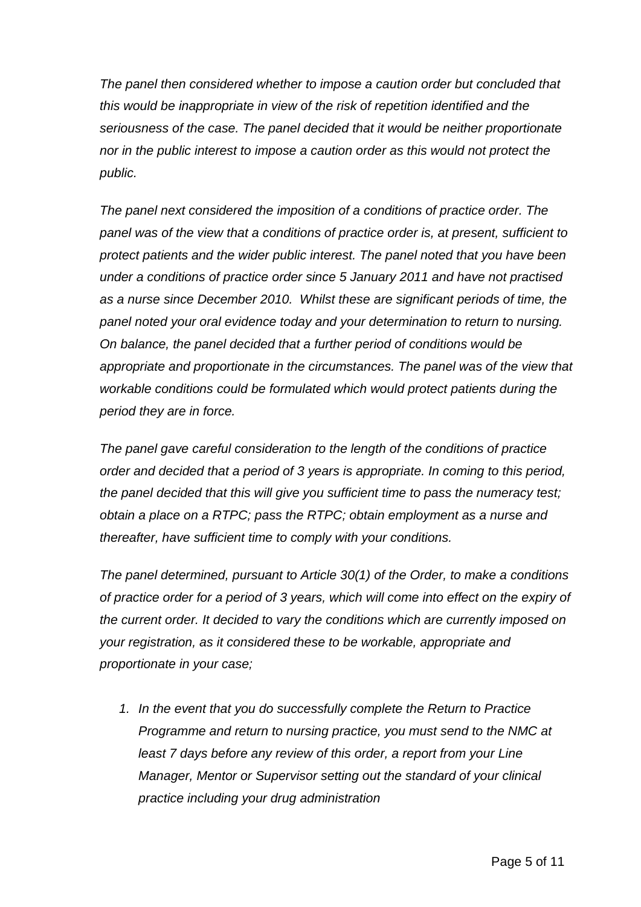*The panel then considered whether to impose a caution order but concluded that this would be inappropriate in view of the risk of repetition identified and the seriousness of the case. The panel decided that it would be neither proportionate nor in the public interest to impose a caution order as this would not protect the public.*

*The panel next considered the imposition of a conditions of practice order. The panel was of the view that a conditions of practice order is, at present, sufficient to protect patients and the wider public interest. The panel noted that you have been under a conditions of practice order since 5 January 2011 and have not practised as a nurse since December 2010. Whilst these are significant periods of time, the panel noted your oral evidence today and your determination to return to nursing. On balance, the panel decided that a further period of conditions would be appropriate and proportionate in the circumstances. The panel was of the view that workable conditions could be formulated which would protect patients during the period they are in force.*

*The panel gave careful consideration to the length of the conditions of practice order and decided that a period of 3 years is appropriate. In coming to this period, the panel decided that this will give you sufficient time to pass the numeracy test; obtain a place on a RTPC; pass the RTPC; obtain employment as a nurse and thereafter, have sufficient time to comply with your conditions.*

*The panel determined, pursuant to Article 30(1) of the Order, to make a conditions of practice order for a period of 3 years, which will come into effect on the expiry of the current order. It decided to vary the conditions which are currently imposed on your registration, as it considered these to be workable, appropriate and proportionate in your case;*

1. *In the event that you do successfully complete the Return to Practice Programme and return to nursing practice, you must send to the NMC at least 7 days before any review of this order, a report from your Line Manager, Mentor or Supervisor setting out the standard of your clinical practice including your drug administration*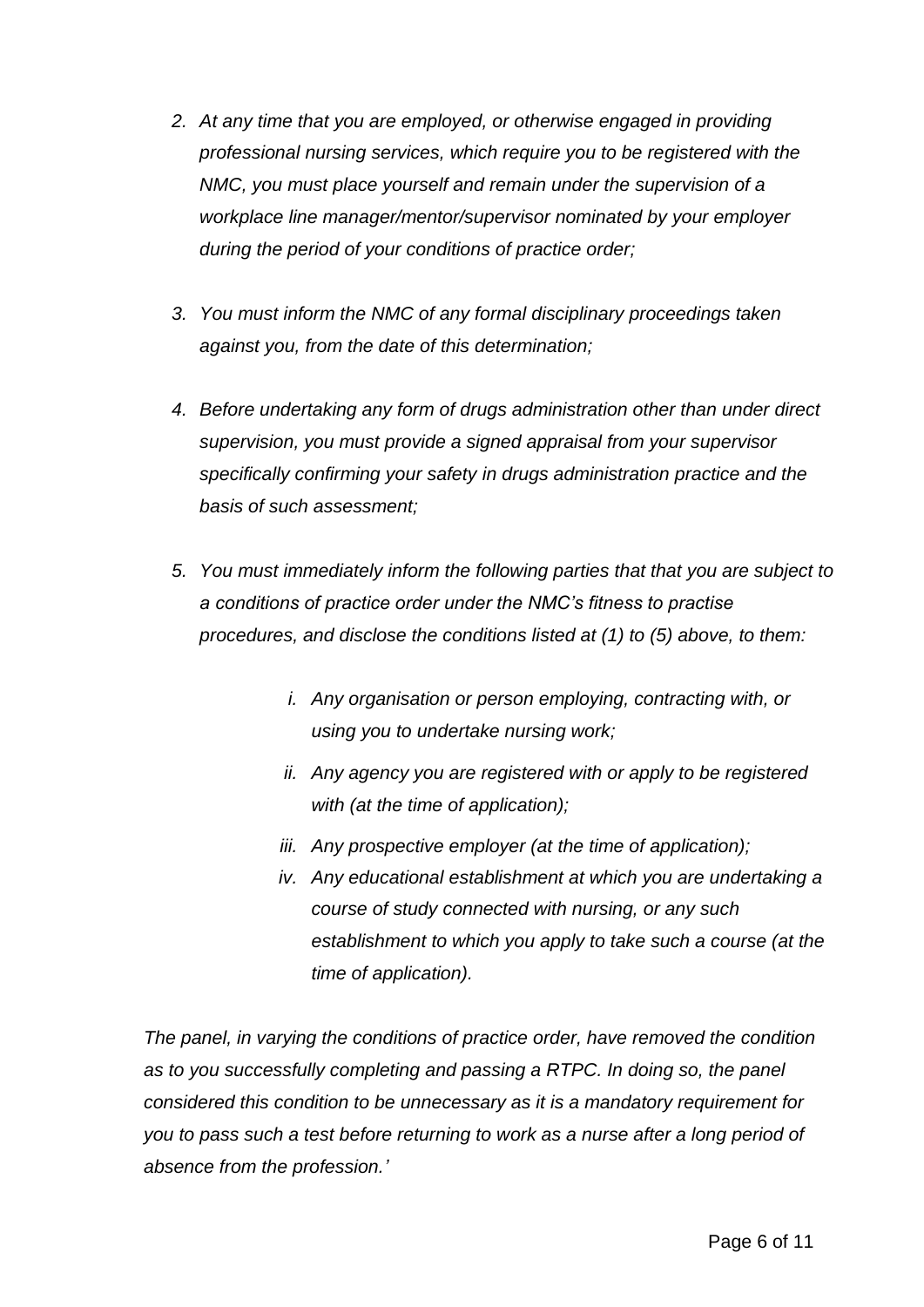*2. At any time that you are employed, or otherwise engaged in providing professional nursing services, which require you to be registered with the NMC, you must place yourself and remain under the supervision of a workplace line manager/mentor/supervisor nominated by your employer during the period of your conditions of practice order;*

*3. You must inform the NMC of any formal disciplinary proceedings taken against you, from the date of this determination;*

*4. Before undertaking any form of drugs administration other than under direct supervision, you must provide a signed appraisal from your supervisor specifically confirming your safety in drugs administration practice and the basis of such assessment;*

*5. You must immediately inform the following parties that that you are subject to a conditions of practice order under the NMC's fitness to practise procedures, and disclose the conditions listed at (1) to (5) above, to them:*

> *i. Any organisation or person employing, contracting with, or using you to undertake nursing work;*
>
> *ii. Any agency you are registered with or apply to be registered with (at the time of application);*
>
> *iii. Any prospective employer (at the time of application);*
>
> *iv. Any educational establishment at which you are undertaking a course of study connected with nursing, or any such establishment to which you apply to take such a course (at the time of application).*

*The panel, in varying the conditions of practice order, have removed the condition as to you successfully completing and passing a RTPC. In doing so, the panel considered this condition to be unnecessary as it is a mandatory requirement for you to pass such a test before returning to work as a nurse after a long period of absence from the profession.'*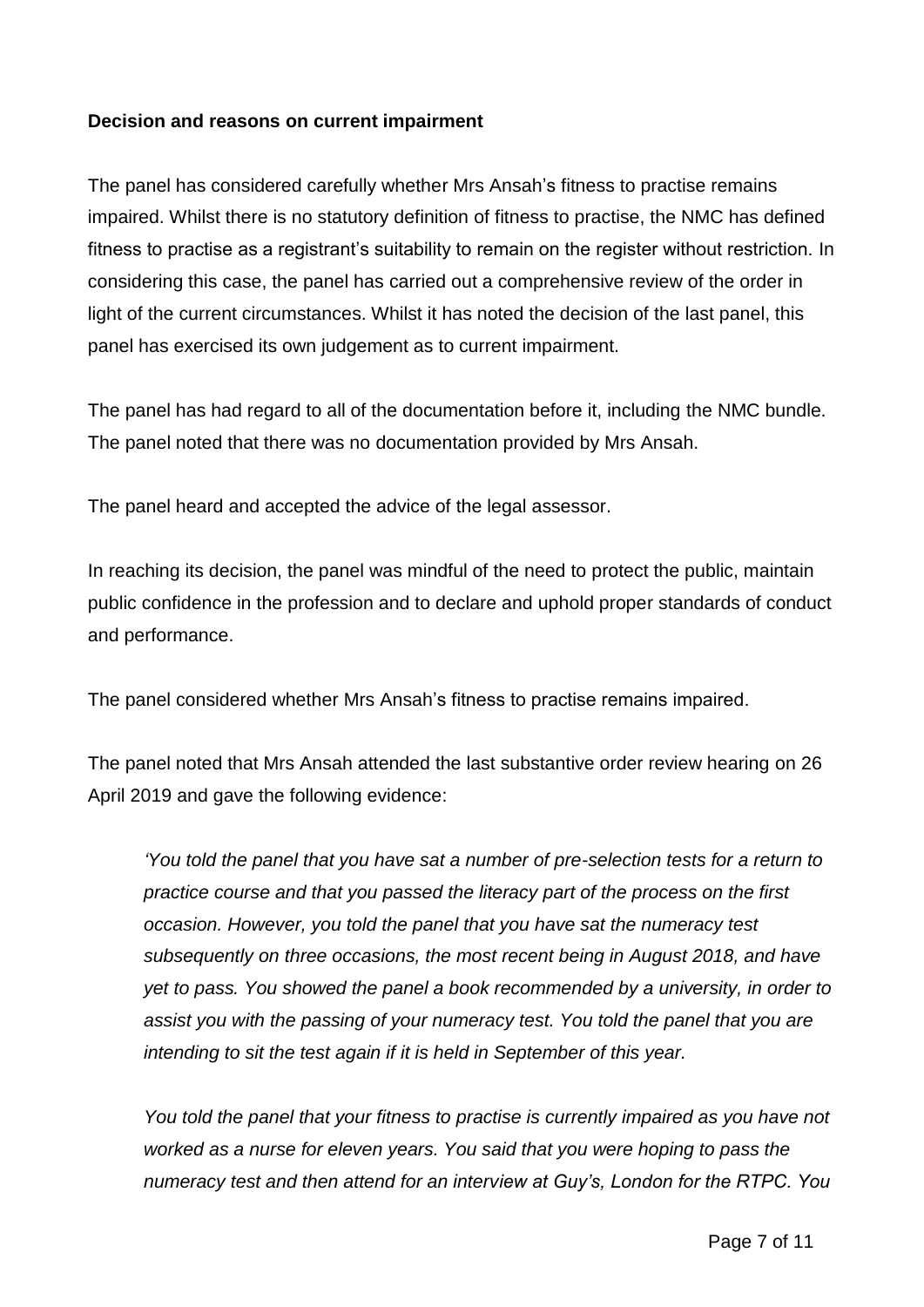**Decision and reasons on current impairment**

The panel has considered carefully whether Mrs Ansah's fitness to practise remains impaired. Whilst there is no statutory definition of fitness to practise, the NMC has defined fitness to practise as a registrant's suitability to remain on the register without restriction. In considering this case, the panel has carried out a comprehensive review of the order in light of the current circumstances. Whilst it has noted the decision of the last panel, this panel has exercised its own judgement as to current impairment.

The panel has had regard to all of the documentation before it, including the NMC bundle. The panel noted that there was no documentation provided by Mrs Ansah.

The panel heard and accepted the advice of the legal assessor.

In reaching its decision, the panel was mindful of the need to protect the public, maintain public confidence in the profession and to declare and uphold proper standards of conduct and performance.

The panel considered whether Mrs Ansah's fitness to practise remains impaired.

The panel noted that Mrs Ansah attended the last substantive order review hearing on 26 April 2019 and gave the following evidence:

> *'You told the panel that you have sat a number of pre-selection tests for a return to practice course and that you passed the literacy part of the process on the first occasion. However, you told the panel that you have sat the numeracy test subsequently on three occasions, the most recent being in August 2018, and have yet to pass. You showed the panel a book recommended by a university, in order to assist you with the passing of your numeracy test. You told the panel that you are intending to sit the test again if it is held in September of this year.*
>
> *You told the panel that your fitness to practise is currently impaired as you have not worked as a nurse for eleven years. You said that you were hoping to pass the numeracy test and then attend for an interview at Guy's, London for the RTPC. You*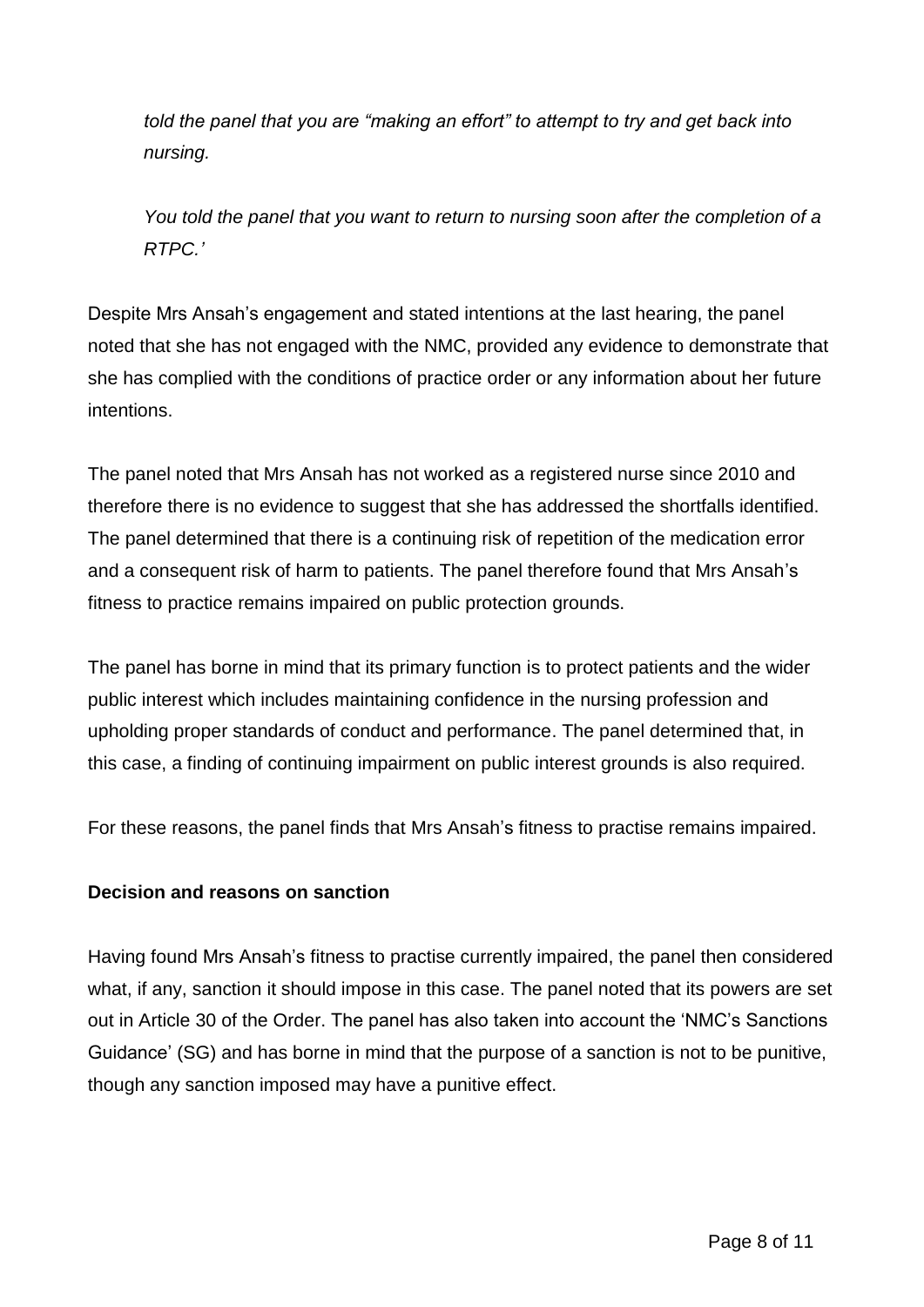*told the panel that you are "making an effort" to attempt to try and get back into nursing.*

*You told the panel that you want to return to nursing soon after the completion of a RTPC.'*

Despite Mrs Ansah's engagement and stated intentions at the last hearing, the panel noted that she has not engaged with the NMC, provided any evidence to demonstrate that she has complied with the conditions of practice order or any information about her future intentions.

The panel noted that Mrs Ansah has not worked as a registered nurse since 2010 and therefore there is no evidence to suggest that she has addressed the shortfalls identified. The panel determined that there is a continuing risk of repetition of the medication error and a consequent risk of harm to patients. The panel therefore found that Mrs Ansah's fitness to practice remains impaired on public protection grounds.

The panel has borne in mind that its primary function is to protect patients and the wider public interest which includes maintaining confidence in the nursing profession and upholding proper standards of conduct and performance. The panel determined that, in this case, a finding of continuing impairment on public interest grounds is also required.

For these reasons, the panel finds that Mrs Ansah's fitness to practise remains impaired.

**Decision and reasons on sanction**

Having found Mrs Ansah's fitness to practise currently impaired, the panel then considered what, if any, sanction it should impose in this case. The panel noted that its powers are set out in Article 30 of the Order. The panel has also taken into account the 'NMC's Sanctions Guidance' (SG) and has borne in mind that the purpose of a sanction is not to be punitive, though any sanction imposed may have a punitive effect.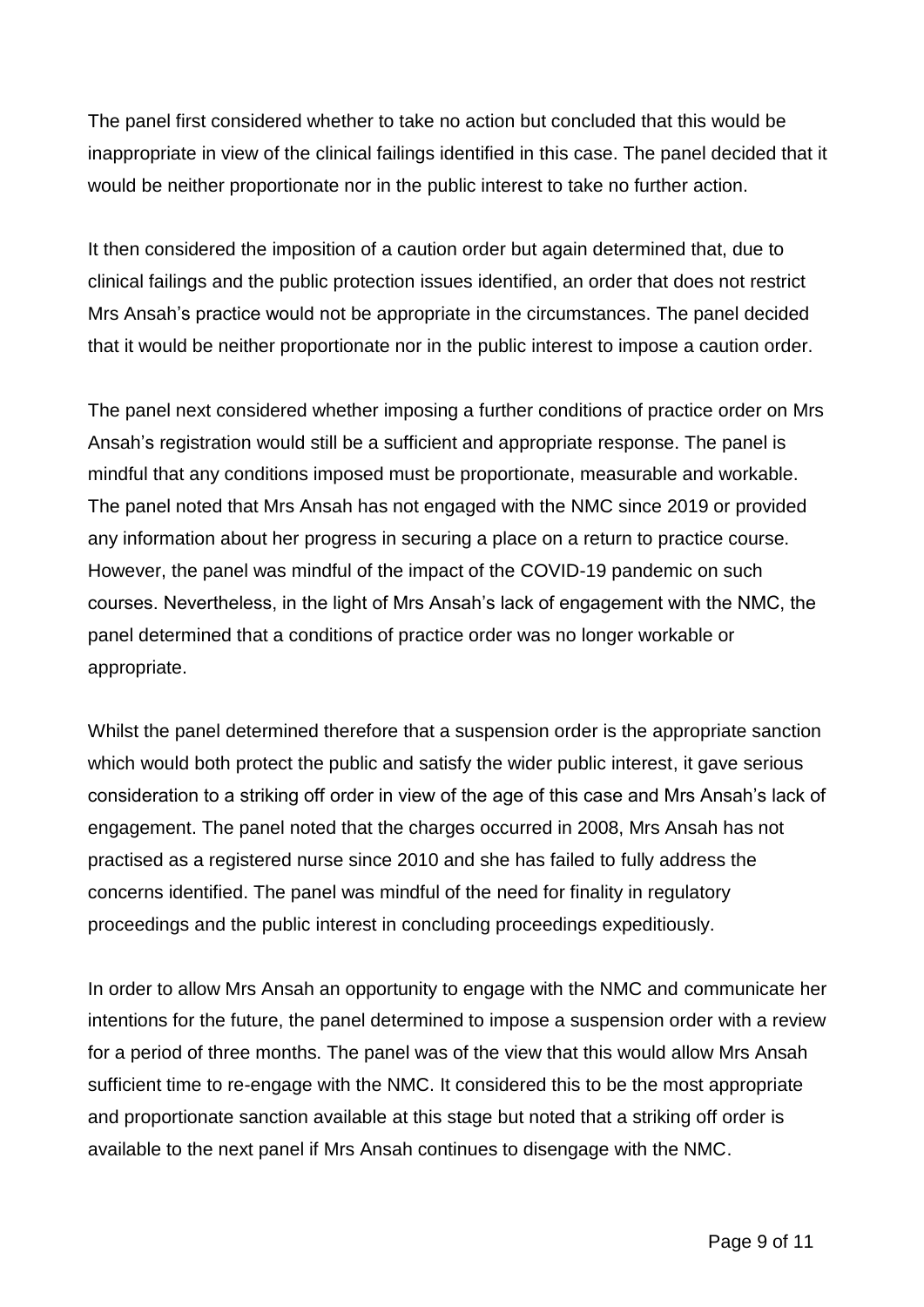The panel first considered whether to take no action but concluded that this would be inappropriate in view of the clinical failings identified in this case. The panel decided that it would be neither proportionate nor in the public interest to take no further action.

It then considered the imposition of a caution order but again determined that, due to clinical failings and the public protection issues identified, an order that does not restrict Mrs Ansah's practice would not be appropriate in the circumstances. The panel decided that it would be neither proportionate nor in the public interest to impose a caution order.

The panel next considered whether imposing a further conditions of practice order on Mrs Ansah's registration would still be a sufficient and appropriate response. The panel is mindful that any conditions imposed must be proportionate, measurable and workable. The panel noted that Mrs Ansah has not engaged with the NMC since 2019 or provided any information about her progress in securing a place on a return to practice course. However, the panel was mindful of the impact of the COVID-19 pandemic on such courses. Nevertheless, in the light of Mrs Ansah's lack of engagement with the NMC, the panel determined that a conditions of practice order was no longer workable or appropriate.

Whilst the panel determined therefore that a suspension order is the appropriate sanction which would both protect the public and satisfy the wider public interest, it gave serious consideration to a striking off order in view of the age of this case and Mrs Ansah's lack of engagement. The panel noted that the charges occurred in 2008, Mrs Ansah has not practised as a registered nurse since 2010 and she has failed to fully address the concerns identified. The panel was mindful of the need for finality in regulatory proceedings and the public interest in concluding proceedings expeditiously.

In order to allow Mrs Ansah an opportunity to engage with the NMC and communicate her intentions for the future, the panel determined to impose a suspension order with a review for a period of three months. The panel was of the view that this would allow Mrs Ansah sufficient time to re-engage with the NMC. It considered this to be the most appropriate and proportionate sanction available at this stage but noted that a striking off order is available to the next panel if Mrs Ansah continues to disengage with the NMC.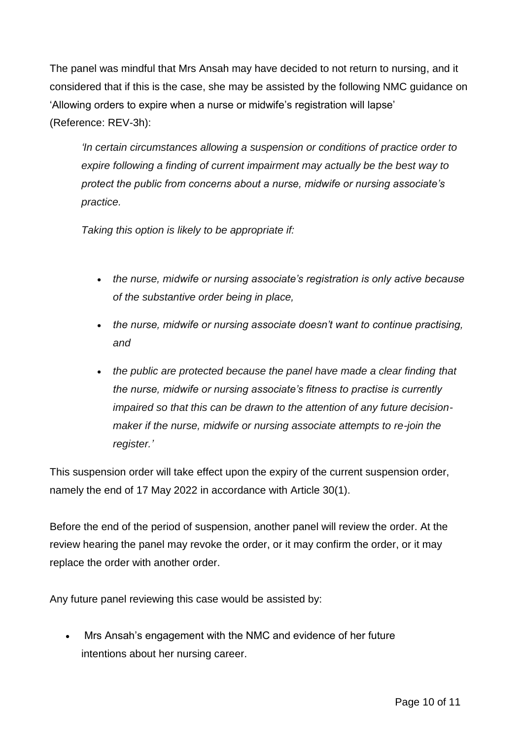The panel was mindful that Mrs Ansah may have decided to not return to nursing, and it considered that if this is the case, she may be assisted by the following NMC guidance on 'Allowing orders to expire when a nurse or midwife's registration will lapse' (Reference: REV-3h):

> *'In certain circumstances allowing a suspension or conditions of practice order to expire following a finding of current impairment may actually be the best way to protect the public from concerns about a nurse, midwife or nursing associate's practice.*
>
> *Taking this option is likely to be appropriate if:*
>
> - *the nurse, midwife or nursing associate's registration is only active because of the substantive order being in place,*
> - *the nurse, midwife or nursing associate doesn't want to continue practising, and*
> - *the public are protected because the panel have made a clear finding that the nurse, midwife or nursing associate's fitness to practise is currently impaired so that this can be drawn to the attention of any future decision-maker if the nurse, midwife or nursing associate attempts to re-join the register.'*

This suspension order will take effect upon the expiry of the current suspension order, namely the end of 17 May 2022 in accordance with Article 30(1).

Before the end of the period of suspension, another panel will review the order. At the review hearing the panel may revoke the order, or it may confirm the order, or it may replace the order with another order.

Any future panel reviewing this case would be assisted by:

- Mrs Ansah's engagement with the NMC and evidence of her future intentions about her nursing career.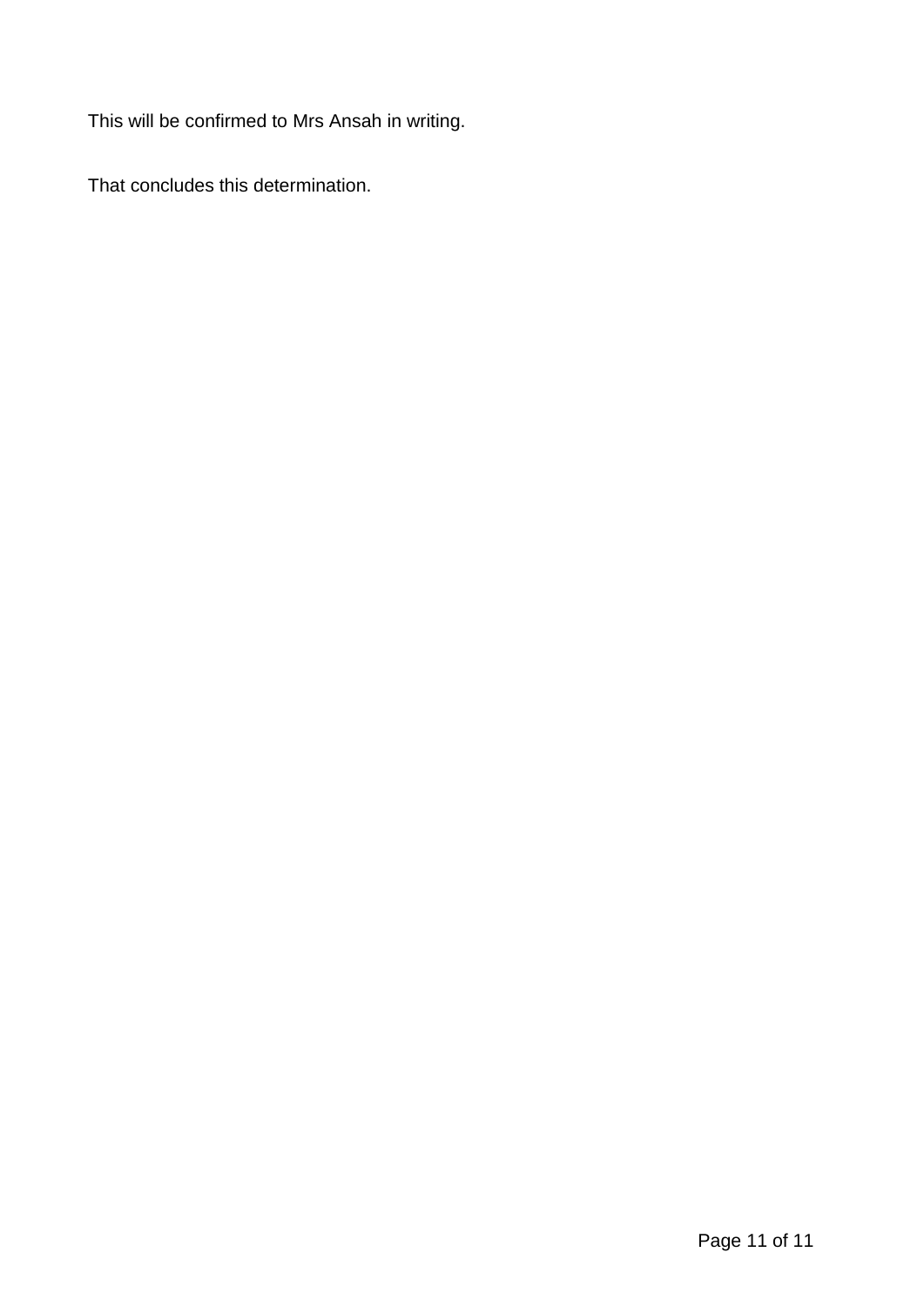This will be confirmed to Mrs Ansah in writing.

That concludes this determination.